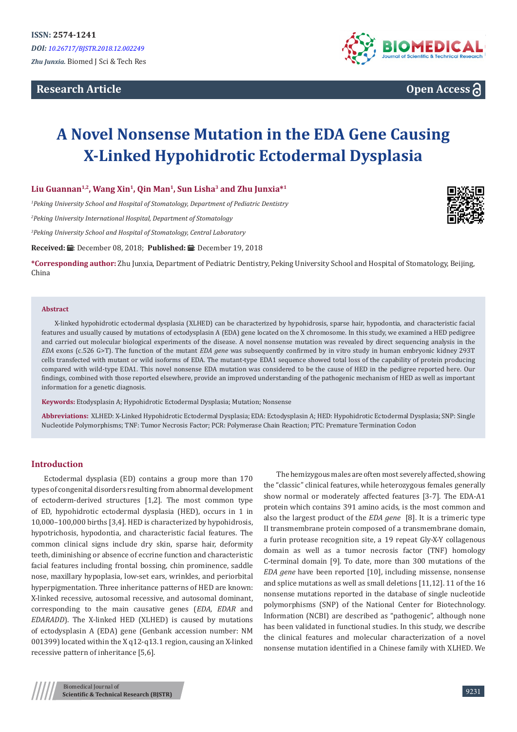ISSN: 2574-1241

*DOI: 10.26717/BJSTR.2018.12.002249*

*Zhu Junxia.* Biomed J Sci & Tech Res

**Research Article**

**Open Access**

# A Novel Nonsense Mutation in the EDA Gene Causing X-Linked Hypohidrotic Ectodermal Dysplasia

**Liu Guannan[1,2], Wang Xin[1], Qin Man[1], Sun Lisha[3] and Zhu Junxia*[1]**

[1]*Peking University School and Hospital of Stomatology, Department of Pediatric Dentistry*

[2]*Peking University International Hospital, Department of Stomatology*

[3]*Peking University School and Hospital of Stomatology, Central Laboratory*

**Received:** December 08, 2018; **Published:** December 19, 2018

**\*Corresponding author:** Zhu Junxia, Department of Pediatric Dentistry, Peking University School and Hospital of Stomatology, Beijing, China

**Abstract**

X-linked hypohidrotic ectodermal dysplasia (XLHED) can be characterized by hypohidrosis, sparse hair, hypodontia, and characteristic facial features and usually caused by mutations of ectodysplasin A (EDA) gene located on the X chromosome. In this study, we examined a HED pedigree and carried out molecular biological experiments of the disease. A novel nonsense mutation was revealed by direct sequencing analysis in the *EDA* exons (c.526 G>T). The function of the mutant *EDA gene* was subsequently confirmed by in vitro study in human embryonic kidney 293T cells transfected with mutant or wild isoforms of EDA. The mutant-type EDA1 sequence showed total loss of the capability of protein producing compared with wild-type EDA1. This novel nonsense EDA mutation was considered to be the cause of HED in the pedigree reported here. Our findings, combined with those reported elsewhere, provide an improved understanding of the pathogenic mechanism of HED as well as important information for a genetic diagnosis.

**Keywords:** Etodysplasin A; Hypohidrotic Ectodermal Dysplasia; Mutation; Nonsense

**Abbreviations:** XLHED: X-Linked Hypohidrotic Ectodermal Dysplasia; EDA: Ectodysplasin A; HED: Hypohidrotic Ectodermal Dysplasia; SNP: Single Nucleotide Polymorphisms; TNF: Tumor Necrosis Factor; PCR: Polymerase Chain Reaction; PTC: Premature Termination Codon

## Introduction

Ectodermal dysplasia (ED) contains a group more than 170 types of congenital disorders resulting from abnormal development of ectoderm-derived structures [1,2]. The most common type of ED, hypohidrotic ectodermal dysplasia (HED), occurs in 1 in 10,000–100,000 births [3,4]. HED is characterized by hypohidrosis, hypotrichosis, hypodontia, and characteristic facial features. The common clinical signs include dry skin, sparse hair, deformity teeth, diminishing or absence of eccrine function and characteristic facial features including frontal bossing, chin prominence, saddle nose, maxillary hypoplasia, low-set ears, wrinkles, and periorbital hyperpigmentation. Three inheritance patterns of HED are known: X-linked recessive, autosomal recessive, and autosomal dominant, corresponding to the main causative genes (*EDA, EDAR* and *EDARADD*). The X-linked HED (XLHED) is caused by mutations of ectodysplasin A (EDA) gene (Genbank accession number: NM 001399) located within the X q12-q13.1 region, causing an X-linked recessive pattern of inheritance [5,6].

The hemizygous males are often most severely affected, showing the "classic" clinical features, while heterozygous females generally show normal or moderately affected features [3-7]. The EDA-A1 protein which contains 391 amino acids, is the most common and also the largest product of the *EDA gene* [8]. It is a trimeric type II transmembrane protein composed of a transmembrane domain, a furin protease recognition site, a 19 repeat Gly-X-Y collagenous domain as well as a tumor necrosis factor (TNF) homology C-terminal domain [9]. To date, more than 300 mutations of the *EDA gene* have been reported [10], including missense, nonsense and splice mutations as well as small deletions [11,12]. 11 of the 16 nonsense mutations reported in the database of single nucleotide polymorphisms (SNP) of the National Center for Biotechnology. Information (NCBI) are described as "pathogenic", although none has been validated in functional studies. In this study, we describe the clinical features and molecular characterization of a novel nonsense mutation identified in a Chinese family with XLHED. We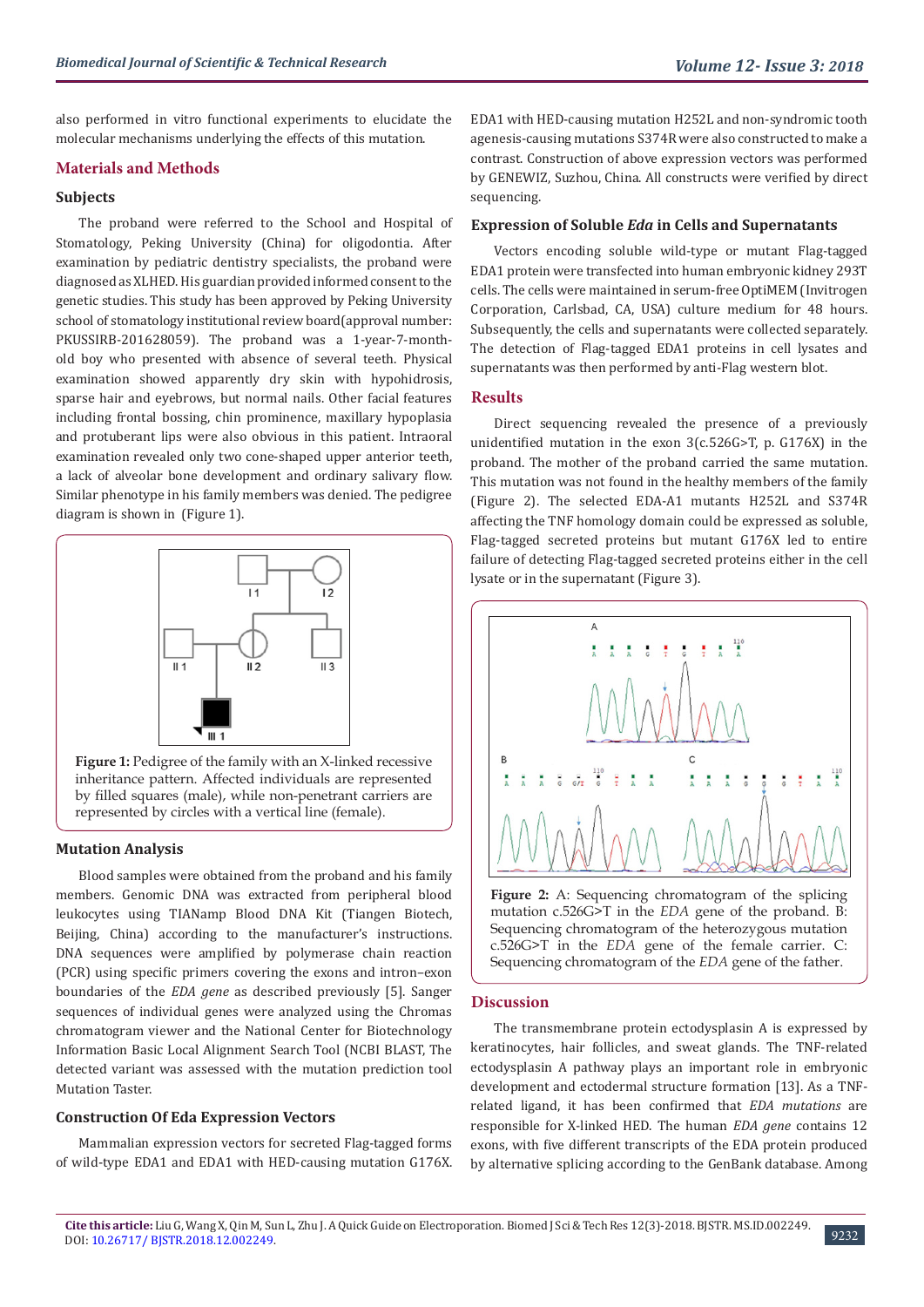also performed in vitro functional experiments to elucidate the molecular mechanisms underlying the effects of this mutation.

## Materials and Methods

### Subjects

The proband were referred to the School and Hospital of Stomatology, Peking University (China) for oligodontia. After examination by pediatric dentistry specialists, the proband were diagnosed as XLHED. His guardian provided informed consent to the genetic studies. This study has been approved by Peking University school of stomatology institutional review board(approval number: PKUSSIRB-201628059). The proband was a 1-year-7-month-old boy who presented with absence of several teeth. Physical examination showed apparently dry skin with hypohidrosis, sparse hair and eyebrows, but normal nails. Other facial features including frontal bossing, chin prominence, maxillary hypoplasia and protuberant lips were also obvious in this patient. Intraoral examination revealed only two cone-shaped upper anterior teeth, a lack of alveolar bone development and ordinary salivary flow. Similar phenotype in his family members was denied. The pedigree diagram is shown in (Figure 1).

**Figure 1:** Pedigree of the family with an X-linked recessive inheritance pattern. Affected individuals are represented by filled squares (male), while non-penetrant carriers are represented by circles with a vertical line (female).

### Mutation Analysis

Blood samples were obtained from the proband and his family members. Genomic DNA was extracted from peripheral blood leukocytes using TIANamp Blood DNA Kit (Tiangen Biotech, Beijing, China) according to the manufacturer's instructions. DNA sequences were amplified by polymerase chain reaction (PCR) using specific primers covering the exons and intron–exon boundaries of the *EDA gene* as described previously [5]. Sanger sequences of individual genes were analyzed using the Chromas chromatogram viewer and the National Center for Biotechnology Information Basic Local Alignment Search Tool (NCBI BLAST, The detected variant was assessed with the mutation prediction tool Mutation Taster.

### Construction Of Eda Expression Vectors

Mammalian expression vectors for secreted Flag-tagged forms of wild-type EDA1 and EDA1 with HED-causing mutation G176X. EDA1 with HED-causing mutation H252L and non-syndromic tooth agenesis-causing mutations S374R were also constructed to make a contrast. Construction of above expression vectors was performed by GENEWIZ, Suzhou, China. All constructs were verified by direct sequencing.

### Expression of Soluble *Eda* in Cells and Supernatants

Vectors encoding soluble wild-type or mutant Flag-tagged EDA1 protein were transfected into human embryonic kidney 293T cells. The cells were maintained in serum-free OptiMEM (Invitrogen Corporation, Carlsbad, CA, USA) culture medium for 48 hours. Subsequently, the cells and supernatants were collected separately. The detection of Flag-tagged EDA1 proteins in cell lysates and supernatants was then performed by anti-Flag western blot.

## Results

Direct sequencing revealed the presence of a previously unidentified mutation in the exon 3(c.526G>T, p. G176X) in the proband. The mother of the proband carried the same mutation. This mutation was not found in the healthy members of the family (Figure 2). The selected EDA-A1 mutants H252L and S374R affecting the TNF homology domain could be expressed as soluble, Flag-tagged secreted proteins but mutant G176X led to entire failure of detecting Flag-tagged secreted proteins either in the cell lysate or in the supernatant (Figure 3).

**Figure 2:** A: Sequencing chromatogram of the splicing mutation c.526G>T in the *EDA* gene of the proband. B: Sequencing chromatogram of the heterozygous mutation c.526G>T in the *EDA* gene of the female carrier. C: Sequencing chromatogram of the *EDA* gene of the father.

## Discussion

The transmembrane protein ectodysplasin A is expressed by keratinocytes, hair follicles, and sweat glands. The TNF-related ectodysplasin A pathway plays an important role in embryonic development and ectodermal structure formation [13]. As a TNF-related ligand, it has been confirmed that *EDA mutations* are responsible for X-linked HED. The human *EDA gene* contains 12 exons, with five different transcripts of the EDA protein produced by alternative splicing according to the GenBank database. Among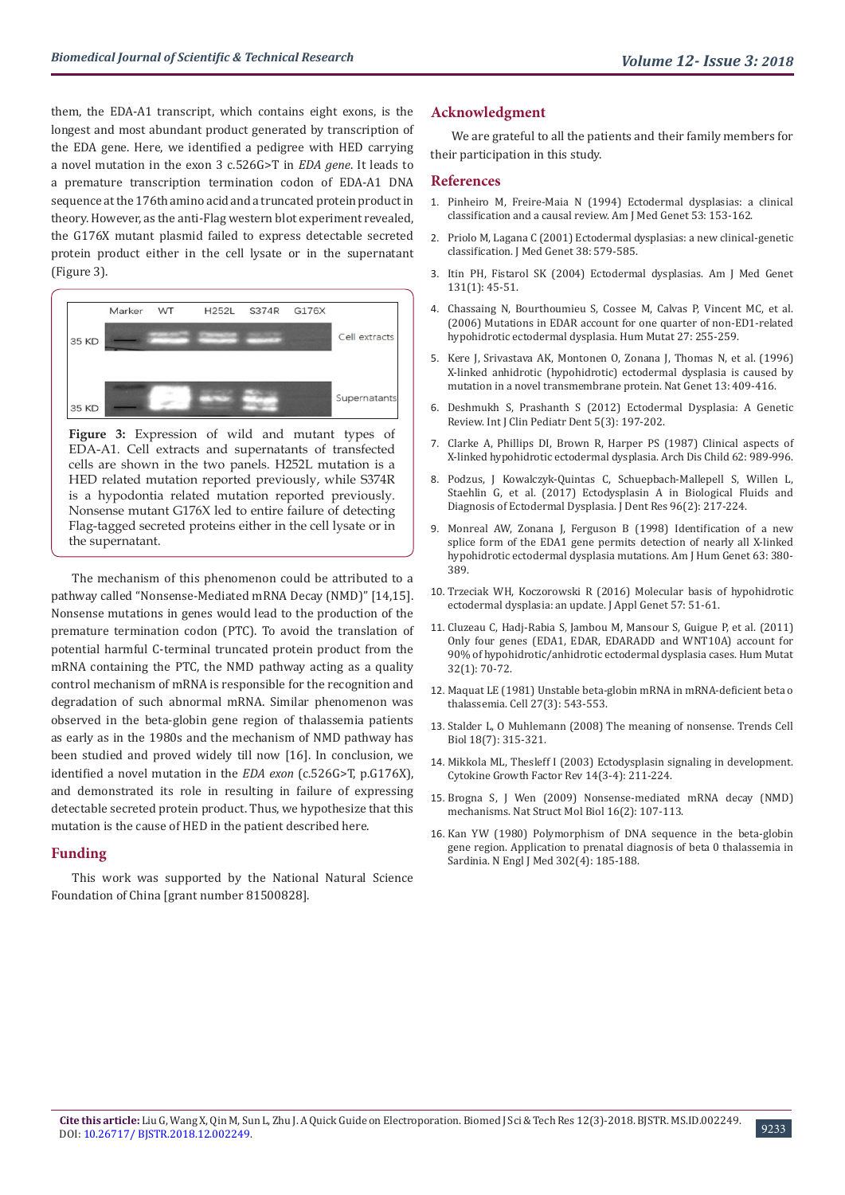them, the EDA-A1 transcript, which contains eight exons, is the longest and most abundant product generated by transcription of the EDA gene. Here, we identified a pedigree with HED carrying a novel mutation in the exon 3 c.526G>T in *EDA gene*. It leads to a premature transcription termination codon of EDA-A1 DNA sequence at the 176th amino acid and a truncated protein product in theory. However, as the anti-Flag western blot experiment revealed, the G176X mutant plasmid failed to express detectable secreted protein product either in the cell lysate or in the supernatant (Figure 3).

**Figure 3:** Expression of wild and mutant types of EDA-A1. Cell extracts and supernatants of transfected cells are shown in the two panels. H252L mutation is a HED related mutation reported previously, while S374R is a hypodontia related mutation reported previously. Nonsense mutant G176X led to entire failure of detecting Flag-tagged secreted proteins either in the cell lysate or in the supernatant.

The mechanism of this phenomenon could be attributed to a pathway called "Nonsense-Mediated mRNA Decay (NMD)" [14,15]. Nonsense mutations in genes would lead to the production of the premature termination codon (PTC). To avoid the translation of potential harmful C-terminal truncated protein product from the mRNA containing the PTC, the NMD pathway acting as a quality control mechanism of mRNA is responsible for the recognition and degradation of such abnormal mRNA. Similar phenomenon was observed in the beta-globin gene region of thalassemia patients as early as in the 1980s and the mechanism of NMD pathway has been studied and proved widely till now [16]. In conclusion, we identified a novel mutation in the *EDA exon* (c.526G>T, p.G176X), and demonstrated its role in resulting in failure of expressing detectable secreted protein product. Thus, we hypothesize that this mutation is the cause of HED in the patient described here.

## Funding

This work was supported by the National Natural Science Foundation of China [grant number 81500828].

## Acknowledgment

We are grateful to all the patients and their family members for their participation in this study.

## References

1. Pinheiro M, Freire-Maia N (1994) Ectodermal dysplasias: a clinical classification and a causal review. Am J Med Genet 53: 153-162.
2. Priolo M, Lagana C (2001) Ectodermal dysplasias: a new clinical-genetic classification. J Med Genet 38: 579-585.
3. Itin PH, Fistarol SK (2004) Ectodermal dysplasias. Am J Med Genet 131(1): 45-51.
4. Chassaing N, Bourthoumieu S, Cossee M, Calvas P, Vincent MC, et al. (2006) Mutations in EDAR account for one quarter of non-ED1-related hypohidrotic ectodermal dysplasia. Hum Mutat 27: 255-259.
5. Kere J, Srivastava AK, Montonen O, Zonana J, Thomas N, et al. (1996) X-linked anhidrotic (hypohidrotic) ectodermal dysplasia is caused by mutation in a novel transmembrane protein. Nat Genet 13: 409-416.
6. Deshmukh S, Prashanth S (2012) Ectodermal Dysplasia: A Genetic Review. Int J Clin Pediatr Dent 5(3): 197-202.
7. Clarke A, Phillips DI, Brown R, Harper PS (1987) Clinical aspects of X-linked hypohidrotic ectodermal dysplasia. Arch Dis Child 62: 989-996.
8. Podzus, J Kowalczyk-Quintas C, Schuepbach-Mallepell S, Willen L, Staehlin G, et al. (2017) Ectodysplasin A in Biological Fluids and Diagnosis of Ectodermal Dysplasia. J Dent Res 96(2): 217-224.
9. Monreal AW, Zonana J, Ferguson B (1998) Identification of a new splice form of the EDA1 gene permits detection of nearly all X-linked hypohidrotic ectodermal dysplasia mutations. Am J Hum Genet 63: 380-389.
10. Trzeciak WH, Koczorowski R (2016) Molecular basis of hypohidrotic ectodermal dysplasia: an update. J Appl Genet 57: 51-61.
11. Cluzeau C, Hadj-Rabia S, Jambou M, Mansour S, Guigue P, et al. (2011) Only four genes (EDA1, EDAR, EDARADD and WNT10A) account for 90% of hypohidrotic/anhidrotic ectodermal dysplasia cases. Hum Mutat 32(1): 70-72.
12. Maquat LE (1981) Unstable beta-globin mRNA in mRNA-deficient beta o thalassemia. Cell 27(3): 543-553.
13. Stalder L, O Muhlemann (2008) The meaning of nonsense. Trends Cell Biol 18(7): 315-321.
14. Mikkola ML, Thesleff I (2003) Ectodysplasin signaling in development. Cytokine Growth Factor Rev 14(3-4): 211-224.
15. Brogna S, J Wen (2009) Nonsense-mediated mRNA decay (NMD) mechanisms. Nat Struct Mol Biol 16(2): 107-113.
16. Kan YW (1980) Polymorphism of DNA sequence in the beta-globin gene region. Application to prenatal diagnosis of beta 0 thalassemia in Sardinia. N Engl J Med 302(4): 185-188.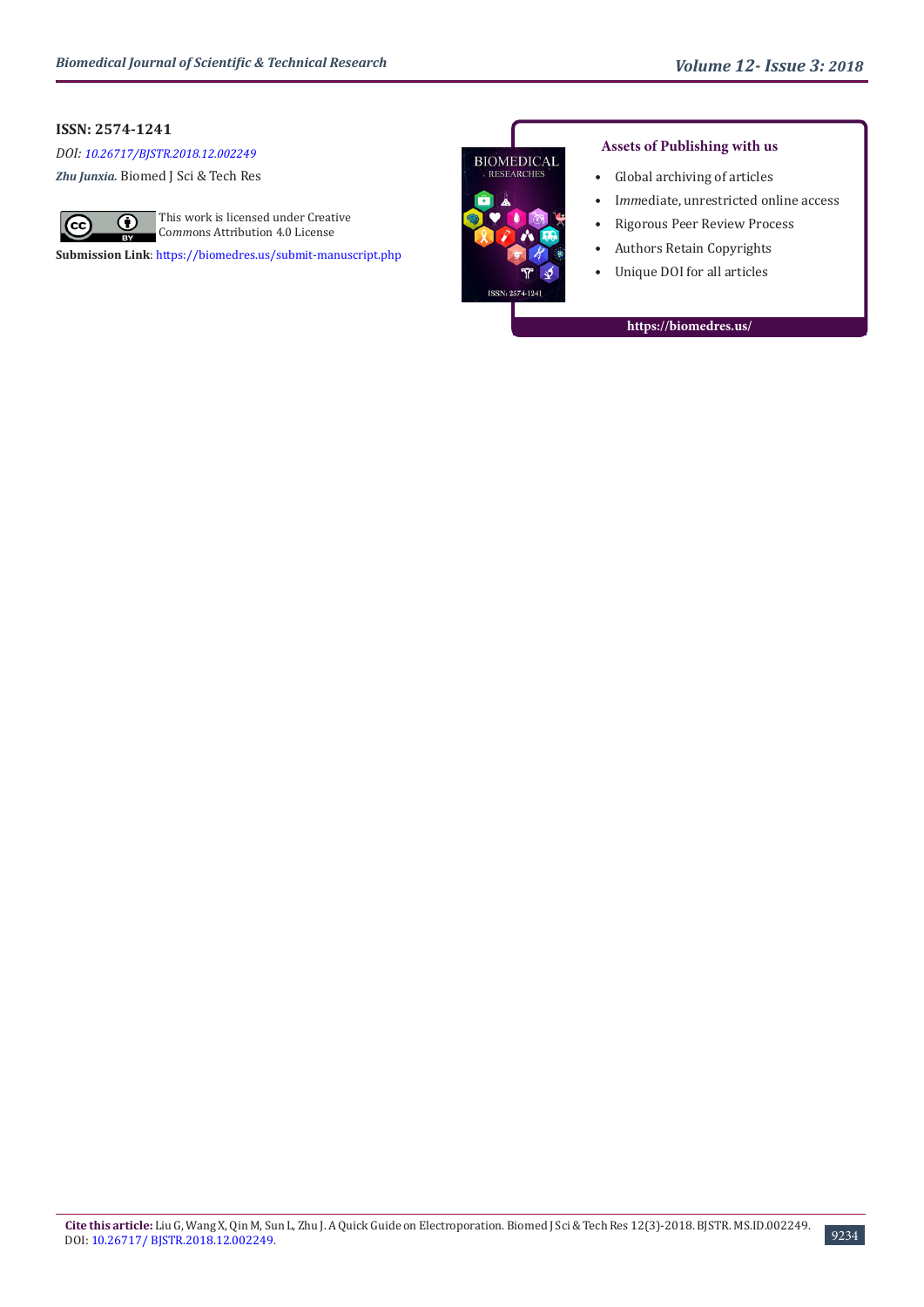**ISSN: 2574-1241**

*DOI: 10.26717/BJSTR.2018.12.002249*

***Zhu Junxia.*** Biomed J Sci & Tech Res

This work is licensed under Creative Commons Attribution 4.0 License

**Submission Link**: https://biomedres.us/submit-manuscript.php

### Assets of Publishing with us

- Global archiving of articles
- Immediate, unrestricted online access
- Rigorous Peer Review Process
- Authors Retain Copyrights
- Unique DOI for all articles

**https://biomedres.us/**

**Cite this article:** Liu G, Wang X, Qin M, Sun L, Zhu J. A Quick Guide on Electroporation. Biomed J Sci & Tech Res 12(3)-2018. BJSTR. MS.ID.002249. DOI: 10.26717/ BJSTR.2018.12.002249.